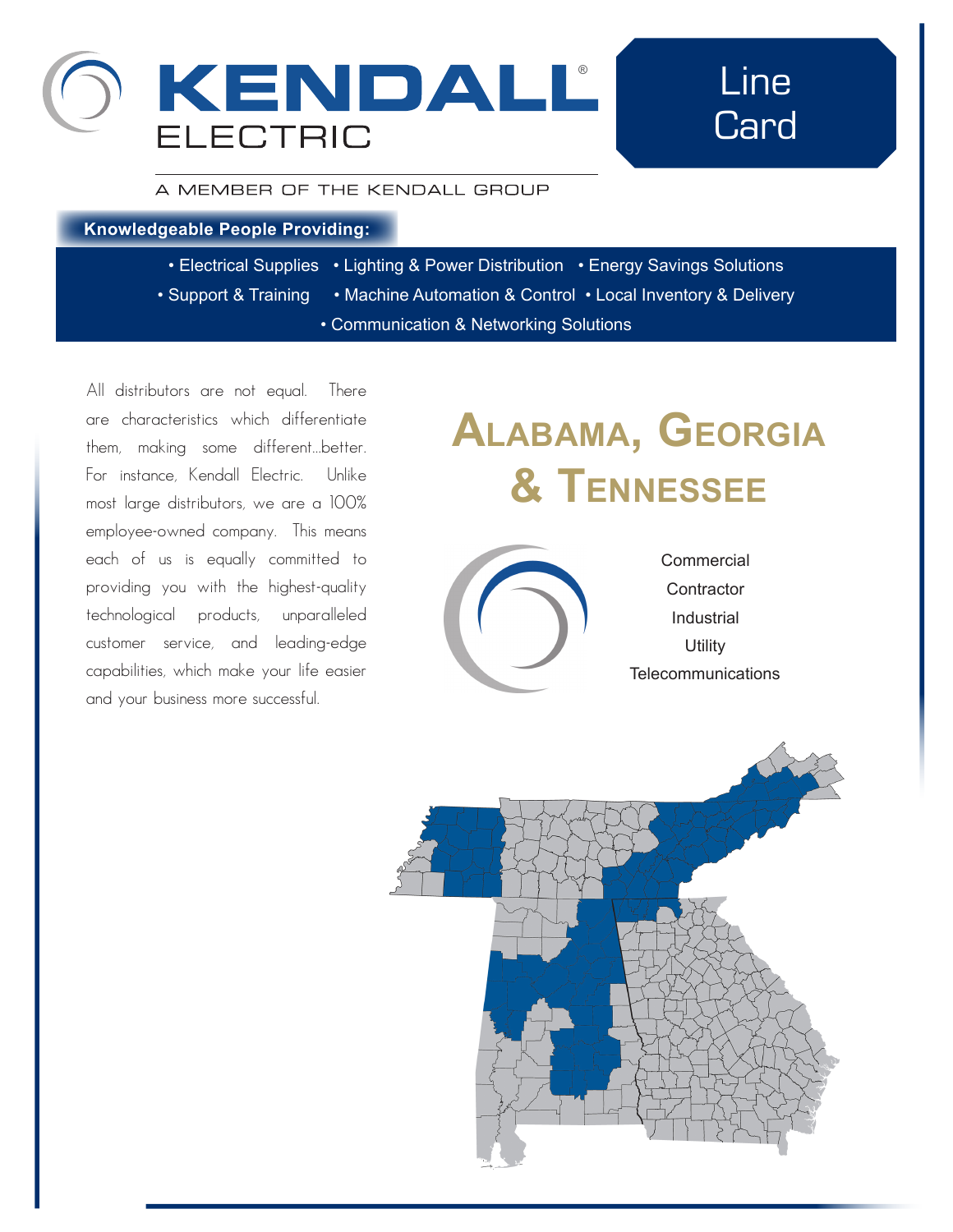# KENDALL® ELECTRIC

A MEMBER OF THE KENDALL GROUP

## Line Card

**Knowledgeable People Providing:**

- Electrical Supplies
- Lighting & Power Distribution
- Energy Savings Solutions
- Support & Training
- Machine Automation & Control
- Local Inventory & Delivery
- Communication & Networking Solutions

All distributors are not equal. There are characteristics which differentiate them, making some different...better. For instance, Kendall Electric. Unlike most large distributors, we are a 100% employee-owned company. This means each of us is equally committed to providing you with the highest-quality technological products, unparalleled customer service, and leading-edge capabilities, which make your life easier and your business more successful.

## Alabama, Georgia & Tennessee

Commercial
Contractor
Industrial
Utility
Telecommunications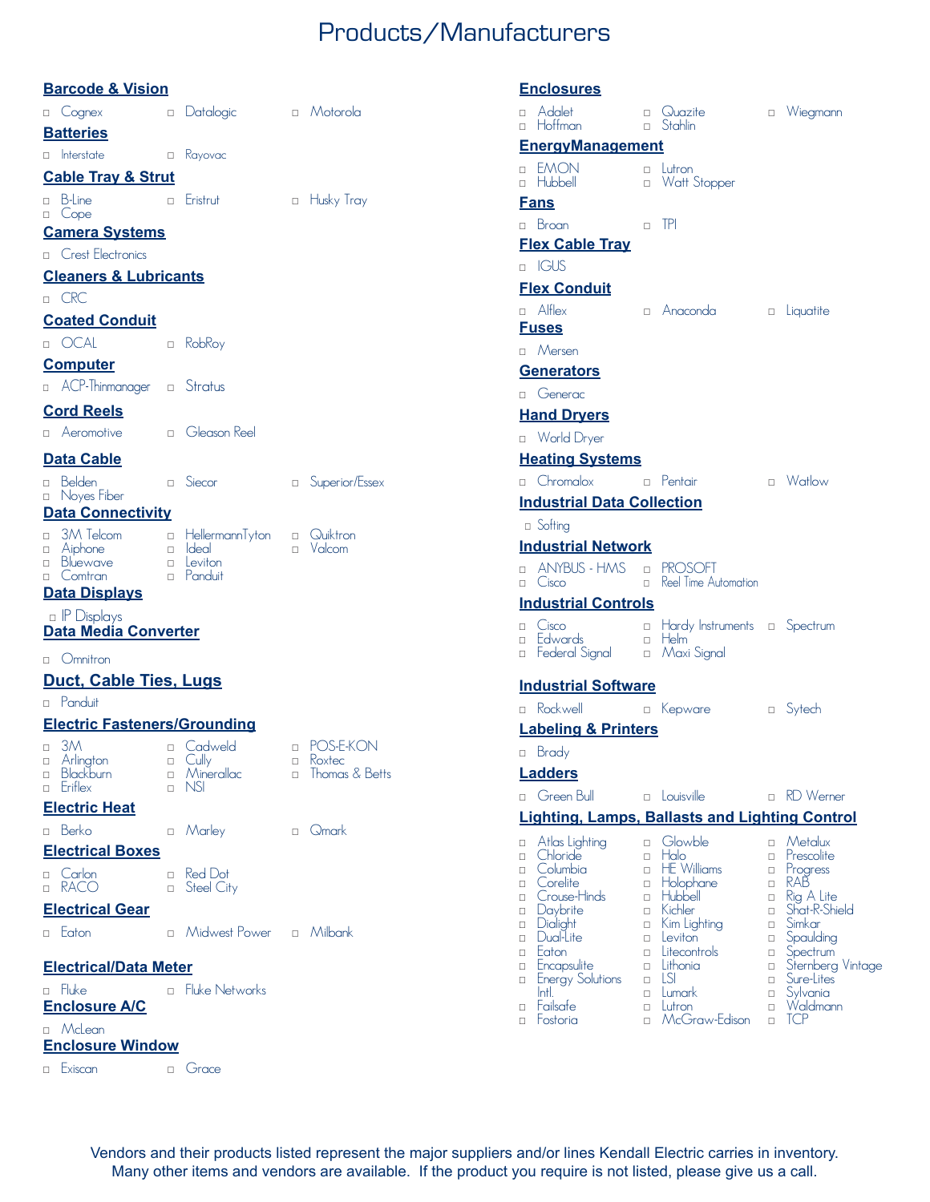# Products/Manufacturers

## Barcode & Vision

- Cognex
- Datalogic
- Motorola

## Batteries

- Interstate
- Rayovac

## Cable Tray & Strut

- B-Line
- Eristrut
- Husky Tray
- Cope

## Camera Systems

- Crest Electronics

## Cleaners & Lubricants

- CRC

## Coated Conduit

- OCAL
- RobRoy

## Computer

- ACP-Thinmanager
- Stratus

## Cord Reels

- Aeromotive
- Gleason Reel

## Data Cable

- Belden
- Siecor
- Superior/Essex
- Noyes Fiber

## Data Connectivity

- 3M Telcom
- Aiphone
- Bluewave
- Comtran
- HellermannTyton
- Ideal
- Leviton
- Panduit
- Quiktron
- Valcom

## Data Displays

- IP Displays

## Data Media Converter

- Omnitron

## Duct, Cable Ties, Lugs

- Panduit

## Electric Fasteners/Grounding

- 3M
- Arlington
- Blackburn
- Eriflex
- Cadweld
- Cully
- Minerallac
- NSI
- POS-E-KON
- Roxtec
- Thomas & Betts

## Electric Heat

- Berko
- Marley
- Qmark

## Electrical Boxes

- Carlon
- RACO
- Red Dot
- Steel City

## Electrical Gear

- Eaton
- Midwest Power
- Milbank

## Electrical/Data Meter

- Fluke
- Fluke Networks

## Enclosure A/C

- McLean

## Enclosure Window

- Exiscan
- Grace

## Enclosures

- Adalet
- Hoffman
- Quazite
- Stahlin
- Wiegmann

## EnergyManagement

- EMON
- Hubbell
- Lutron
- Watt Stopper

## Fans

- Broan
- TPI

## Flex Cable Tray

- IGUS

## Flex Conduit

- Alflex
- Anaconda
- Liquatite

## Fuses

- Mersen

## Generators

- Generac

## Hand Dryers

- World Dryer

## Heating Systems

- Chromalox
- Pentair
- Watlow

## Industrial Data Collection

- Softing

## Industrial Network

- ANYBUS - HMS
- Cisco
- PROSOFT
- Reel Time Automation

## Industrial Controls

- Cisco
- Edwards
- Federal Signal
- Hardy Instruments
- Helm
- Maxi Signal
- Spectrum

## Industrial Software

- Rockwell
- Kepware
- Sytech

## Labeling & Printers

- Brady

## Ladders

- Green Bull
- Louisville
- RD Werner

## Lighting, Lamps, Ballasts and Lighting Control

- Atlas Lighting
- Chloride
- Columbia
- Corelite
- Crouse-Hinds
- Daybrite
- Dialight
- Dual-Lite
- Eaton
- Encapsulite
- Energy Solutions Intl.
- Failsafe
- Fostoria
- Glowble
- Halo
- HE Williams
- Holophane
- Hubbell
- Kichler
- Kim Lighting
- Leviton
- Litecontrols
- Lithonia
- LSI
- Lumark
- Lutron
- McGraw-Edison
- Metalux
- Prescolite
- Progress
- RAB
- Rig A Lite
- Shat-R-Shield
- Simkar
- Spaulding
- Spectrum
- Sternberg Vintage
- Sure-Lites
- Sylvania
- Waldmann
- TCP

Vendors and their products listed represent the major suppliers and/or lines Kendall Electric carries in inventory. Many other items and vendors are available. If the product you require is not listed, please give us a call.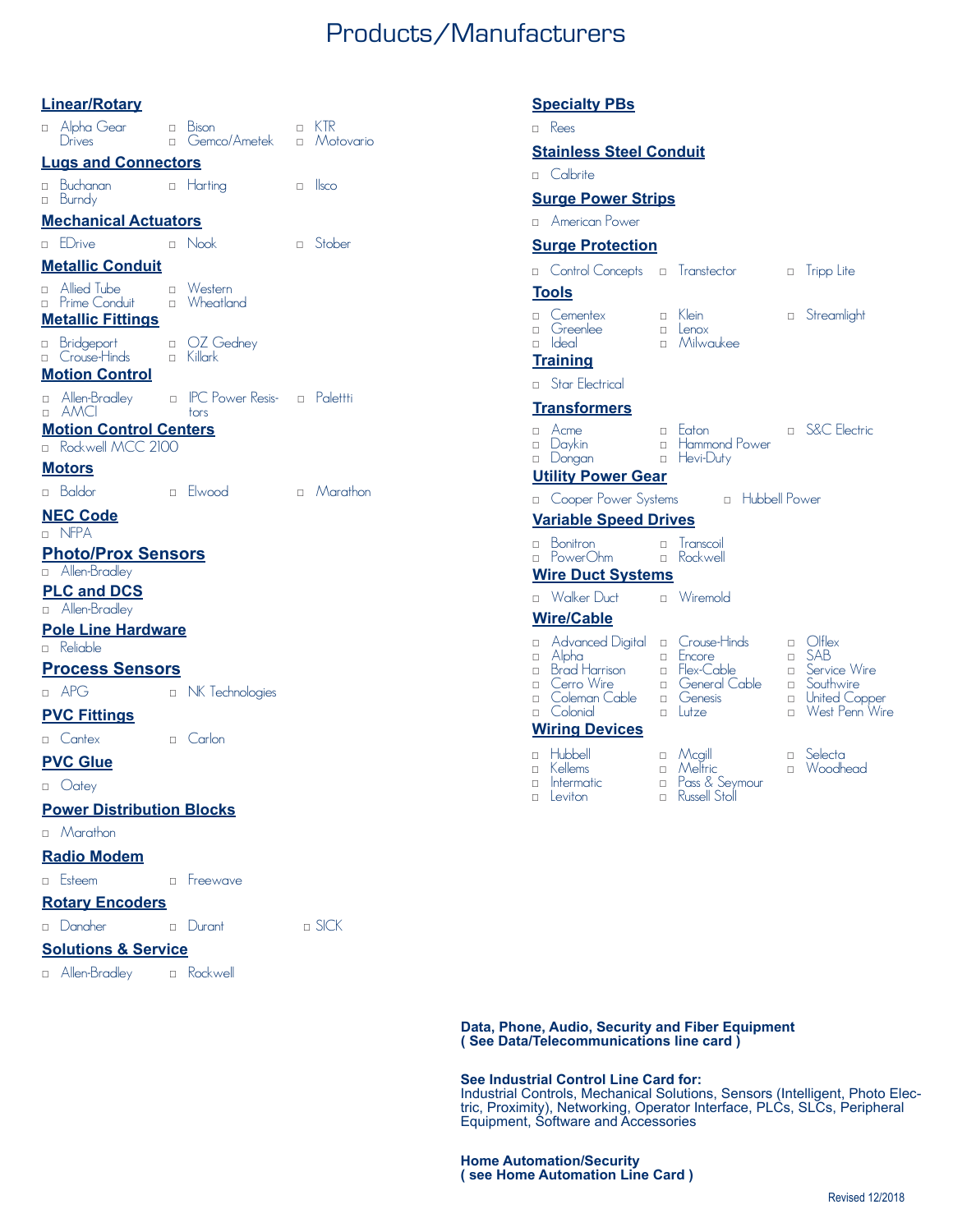# Products/Manufacturers

## Linear/Rotary

- Alpha Gear Drives
- Bison
- Gemco/Ametek
- KTR
- Motovario

## Lugs and Connectors

- Buchanan
- Burndy
- Harting
- Ilsco

## Mechanical Actuators

- EDrive
- Nook
- Stober

## Metallic Conduit

- Allied Tube
- Prime Conduit
- Western
- Wheatland

## Metallic Fittings

- Bridgeport
- Crouse-Hinds
- OZ Gedney
- Killark

## Motion Control

- Allen-Bradley
- AMCI
- IPC Power Resistors
- Paletti

## Motion Control Centers

- Rockwell MCC 2100

## Motors

- Baldor
- Elwood
- Marathon

## NEC Code

- NFPA

## Photo/Prox Sensors

- Allen-Bradley

## PLC and DCS

- Allen-Bradley

## Pole Line Hardware

- Reliable

## Process Sensors

- APG
- NK Technologies

## PVC Fittings

- Cantex
- Carlon

## PVC Glue

- Oatey

## Power Distribution Blocks

- Marathon

## Radio Modem

- Esteem
- Freewave

## Rotary Encoders

- Danaher
- Durant
- SICK

## Solutions & Service

- Allen-Bradley
- Rockwell

## Specialty PBs

- Rees

## Stainless Steel Conduit

- Calbrite

## Surge Power Strips

- American Power

## Surge Protection

- Control Concepts
- Transtector
- Tripp Lite

## Tools

- Cementex
- Greenlee
- Ideal
- Klein
- Lenox
- Milwaukee
- Streamlight

## Training

- Star Electrical

## Transformers

- Acme
- Daykin
- Dongan
- Eaton
- Hammond Power
- Hevi-Duty
- S&C Electric

## Utility Power Gear

- Cooper Power Systems
- Hubbell Power

## Variable Speed Drives

- Bonitron
- PowerOhm
- Transcoil
- Rockwell

## Wire Duct Systems

- Walker Duct
- Wiremold

## Wire/Cable

- Advanced Digital
- Alpha
- Brad Harrison
- Cerro Wire
- Coleman Cable
- Colonial
- Crouse-Hinds
- Encore
- Flex-Cable
- General Cable
- Genesis
- Lutze
- Olflex
- SAB
- Service Wire
- Southwire
- United Copper
- West Penn Wire

## Wiring Devices

- Hubbell
- Kellems
- Intermatic
- Leviton
- Mcgill
- Meltric
- Pass & Seymour
- Russell Stoll
- Selecta
- Woodhead

**Data, Phone, Audio, Security and Fiber Equipment**
**( See Data/Telecommunications line card )**

**See Industrial Control Line Card for:**
Industrial Controls, Mechanical Solutions, Sensors (Intelligent, Photo Electric, Proximity), Networking, Operator Interface, PLCs, SLCs, Peripheral Equipment, Software and Accessories

**Home Automation/Security**
**( see Home Automation Line Card )**

Revised 12/2018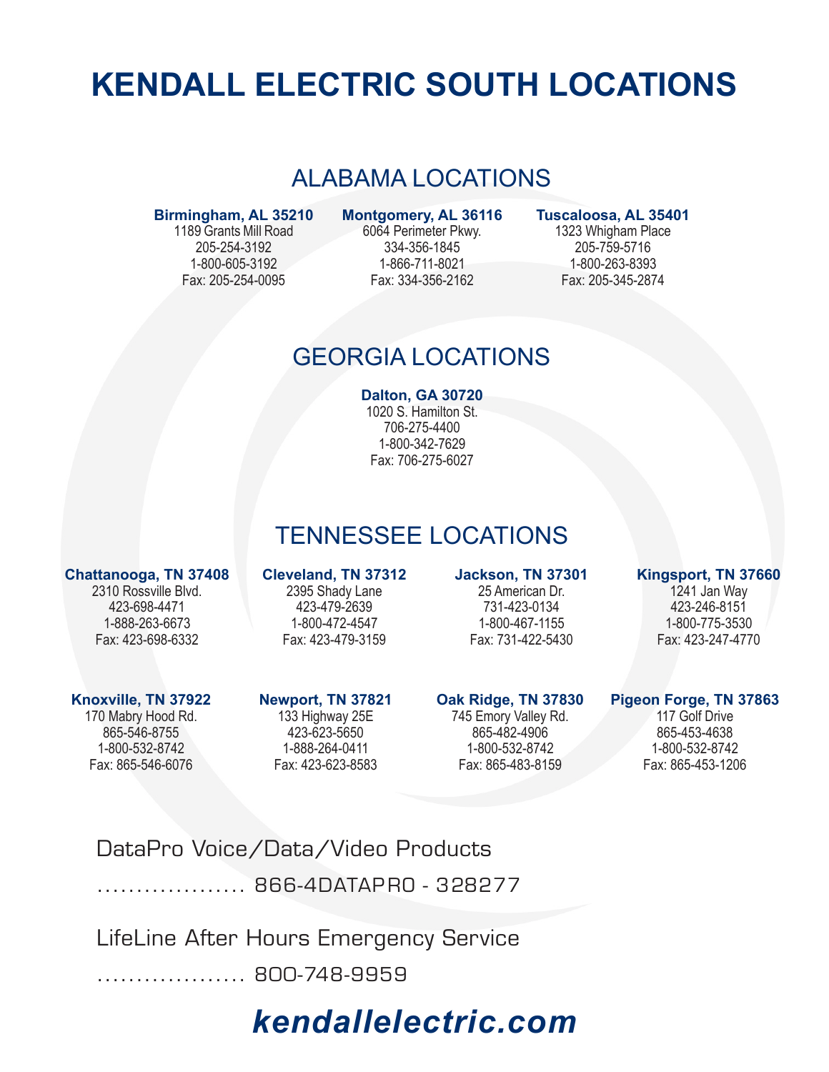# KENDALL ELECTRIC SOUTH LOCATIONS

## ALABAMA LOCATIONS

**Birmingham, AL 35210**
1189 Grants Mill Road
205-254-3192
1-800-605-3192
Fax: 205-254-0095

**Montgomery, AL 36116**
6064 Perimeter Pkwy.
334-356-1845
1-866-711-8021
Fax: 334-356-2162

**Tuscaloosa, AL 35401**
1323 Whigham Place
205-759-5716
1-800-263-8393
Fax: 205-345-2874

## GEORGIA LOCATIONS

**Dalton, GA 30720**
1020 S. Hamilton St.
706-275-4400
1-800-342-7629
Fax: 706-275-6027

## TENNESSEE LOCATIONS

**Chattanooga, TN 37408**
2310 Rossville Blvd.
423-698-4471
1-888-263-6673
Fax: 423-698-6332

**Cleveland, TN 37312**
2395 Shady Lane
423-479-2639
1-800-472-4547
Fax: 423-479-3159

**Jackson, TN 37301**
25 American Dr.
731-423-0134
1-800-467-1155
Fax: 731-422-5430

**Kingsport, TN 37660**
1241 Jan Way
423-246-8151
1-800-775-3530
Fax: 423-247-4770

**Knoxville, TN 37922**
170 Mabry Hood Rd.
865-546-8755
1-800-532-8742
Fax: 865-546-6076

**Newport, TN 37821**
133 Highway 25E
423-623-5650
1-888-264-0411
Fax: 423-623-8583

**Oak Ridge, TN 37830**
745 Emory Valley Rd.
865-482-4906
1-800-532-8742
Fax: 865-483-8159

**Pigeon Forge, TN 37863**
117 Golf Drive
865-453-4638
1-800-532-8742
Fax: 865-453-1206

DataPro Voice/Data/Video Products

.................. 866-4DATAPRO - 328277

LifeLine After Hours Emergency Service

.................. 800-748-9959

***kendallelectric.com***